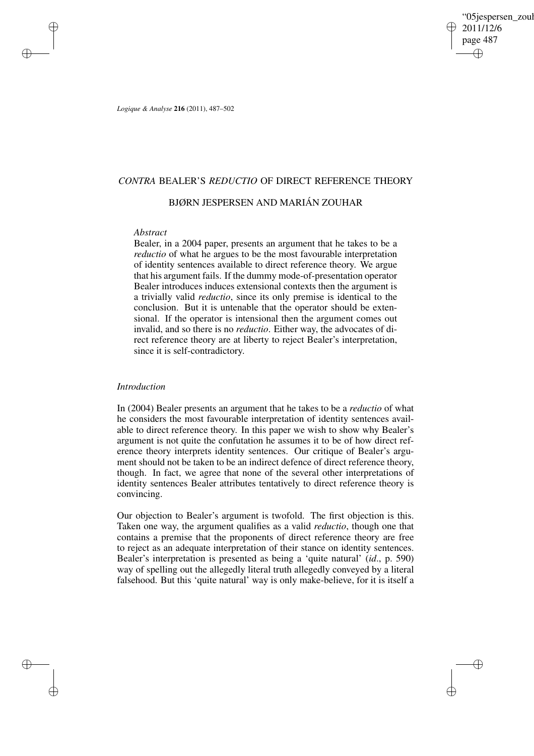# *CONTRA* BEALER'S *REDUCTIO* OF DIRECT REFERENCE THEORY

## BJØRN JESPERSEN AND MARIÁN ZOUHAR

### *Abstract*

Bealer, in a 2004 paper, presents an argument that he takes to be a *reductio* of what he argues to be the most favourable interpretation of identity sentences available to direct reference theory. We argue that his argument fails. If the dummy mode-of-presentation operator Bealer introduces induces extensional contexts then the argument is a trivially valid *reductio*, since its only premise is identical to the conclusion. But it is untenable that the operator should be extensional. If the operator is intensional then the argument comes out invalid, and so there is no *reductio*. Either way, the advocates of direct reference theory are at liberty to reject Bealer's interpretation, since it is self-contradictory.

### *Introduction*

In (2004) Bealer presents an argument that he takes to be a *reductio* of what he considers the most favourable interpretation of identity sentences available to direct reference theory. In this paper we wish to show why Bealer's argument is not quite the confutation he assumes it to be of how direct reference theory interprets identity sentences. Our critique of Bealer's argument should not be taken to be an indirect defence of direct reference theory, though. In fact, we agree that none of the several other interpretations of identity sentences Bealer attributes tentatively to direct reference theory is convincing.

Our objection to Bealer's argument is twofold. The first objection is this. Taken one way, the argument qualifies as a valid *reductio*, though one that contains a premise that the proponents of direct reference theory are free to reject as an adequate interpretation of their stance on identity sentences. Bealer's interpretation is presented as being a 'quite natural' (*id*., p. 590) way of spelling out the allegedly literal truth allegedly conveyed by a literal falsehood. But this 'quite natural' way is only make-believe, for it is itself a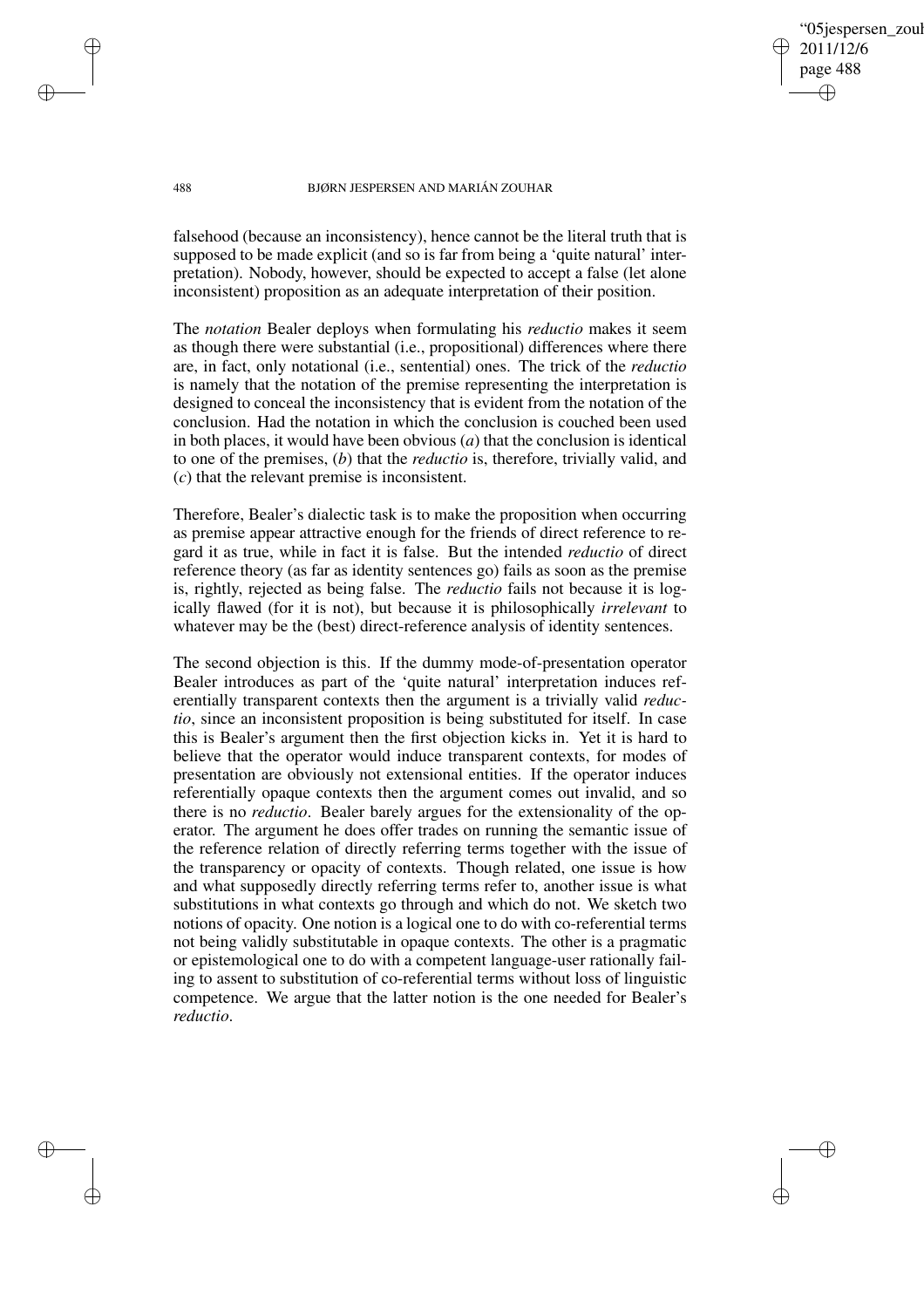falsehood (because an inconsistency), hence cannot be the literal truth that is supposed to be made explicit (and so is far from being a 'quite natural' interpretation). Nobody, however, should be expected to accept a false (let alone inconsistent) proposition as an adequate interpretation of their position.

The *notation* Bealer deploys when formulating his *reductio* makes it seem as though there were substantial (i.e., propositional) differences where there are, in fact, only notational (i.e., sentential) ones. The trick of the *reductio* is namely that the notation of the premise representing the interpretation is designed to conceal the inconsistency that is evident from the notation of the conclusion. Had the notation in which the conclusion is couched been used in both places, it would have been obvious (*a*) that the conclusion is identical to one of the premises, (*b*) that the *reductio* is, therefore, trivially valid, and (*c*) that the relevant premise is inconsistent.

Therefore, Bealer's dialectic task is to make the proposition when occurring as premise appear attractive enough for the friends of direct reference to regard it as true, while in fact it is false. But the intended *reductio* of direct reference theory (as far as identity sentences go) fails as soon as the premise is, rightly, rejected as being false. The *reductio* fails not because it is logically flawed (for it is not), but because it is philosophically *irrelevant* to whatever may be the (best) direct-reference analysis of identity sentences.

The second objection is this. If the dummy mode-of-presentation operator Bealer introduces as part of the 'quite natural' interpretation induces referentially transparent contexts then the argument is a trivially valid *reductio*, since an inconsistent proposition is being substituted for itself. In case this is Bealer's argument then the first objection kicks in. Yet it is hard to believe that the operator would induce transparent contexts, for modes of presentation are obviously not extensional entities. If the operator induces referentially opaque contexts then the argument comes out invalid, and so there is no *reductio*. Bealer barely argues for the extensionality of the operator. The argument he does offer trades on running the semantic issue of the reference relation of directly referring terms together with the issue of the transparency or opacity of contexts. Though related, one issue is how and what supposedly directly referring terms refer to, another issue is what substitutions in what contexts go through and which do not. We sketch two notions of opacity. One notion is a logical one to do with co-referential terms not being validly substitutable in opaque contexts. The other is a pragmatic or epistemological one to do with a competent language-user rationally failing to assent to substitution of co-referential terms without loss of linguistic competence. We argue that the latter notion is the one needed for Bealer's *reductio*.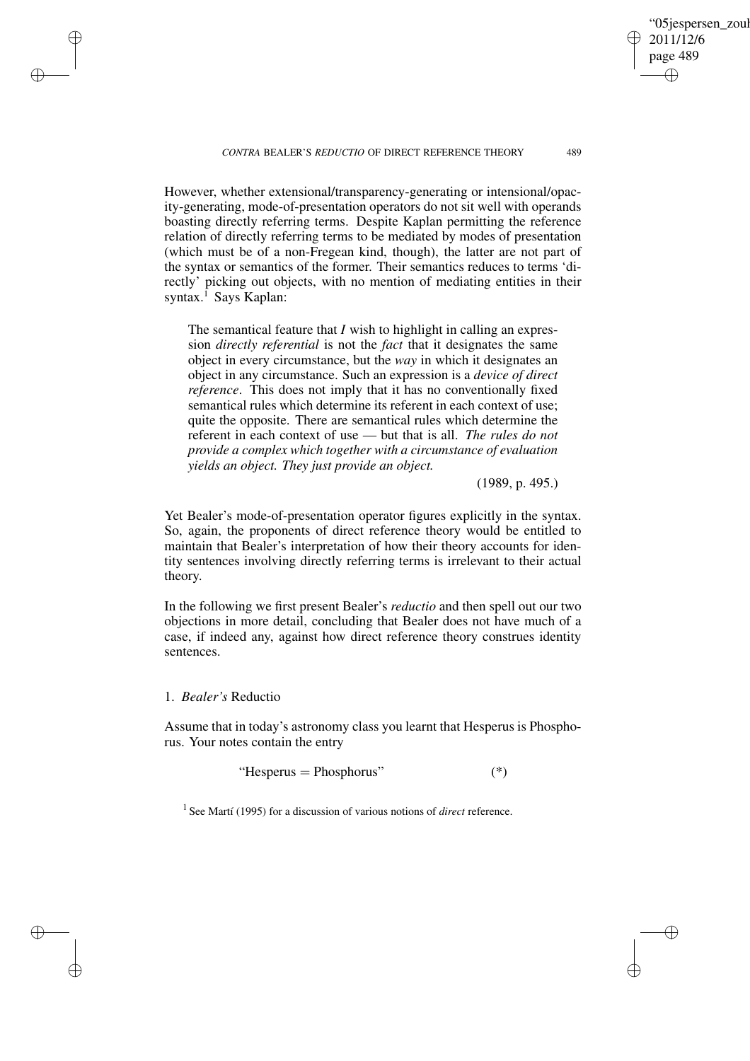However, whether extensional/transparency-generating or intensional/opacity-generating, mode-of-presentation operators do not sit well with operands boasting directly referring terms. Despite Kaplan permitting the reference relation of directly referring terms to be mediated by modes of presentation (which must be of a non-Fregean kind, though), the latter are not part of the syntax or semantics of the former. Their semantics reduces to terms 'directly' picking out objects, with no mention of mediating entities in their syntax.[1] Says Kaplan:

> The semantical feature that *I* wish to highlight in calling an expression *directly referential* is not the *fact* that it designates the same object in every circumstance, but the *way* in which it designates an object in any circumstance. Such an expression is a *device of direct reference*. This does not imply that it has no conventionally fixed semantical rules which determine its referent in each context of use; quite the opposite. There are semantical rules which determine the referent in each context of use — but that is all. *The rules do not provide a complex which together with a circumstance of evaluation yields an object. They just provide an object.*
>
> (1989, p. 495.)

Yet Bealer's mode-of-presentation operator figures explicitly in the syntax. So, again, the proponents of direct reference theory would be entitled to maintain that Bealer's interpretation of how their theory accounts for identity sentences involving directly referring terms is irrelevant to their actual theory.

In the following we first present Bealer's *reductio* and then spell out our two objections in more detail, concluding that Bealer does not have much of a case, if indeed any, against how direct reference theory construes identity sentences.

## 1. *Bealer's* Reductio

Assume that in today's astronomy class you learnt that Hesperus is Phosphorus. Your notes contain the entry

$$\text{“Hesperus} = \text{Phosphorus”} \qquad (*)$$

[1] See Martí (1995) for a discussion of various notions of *direct* reference.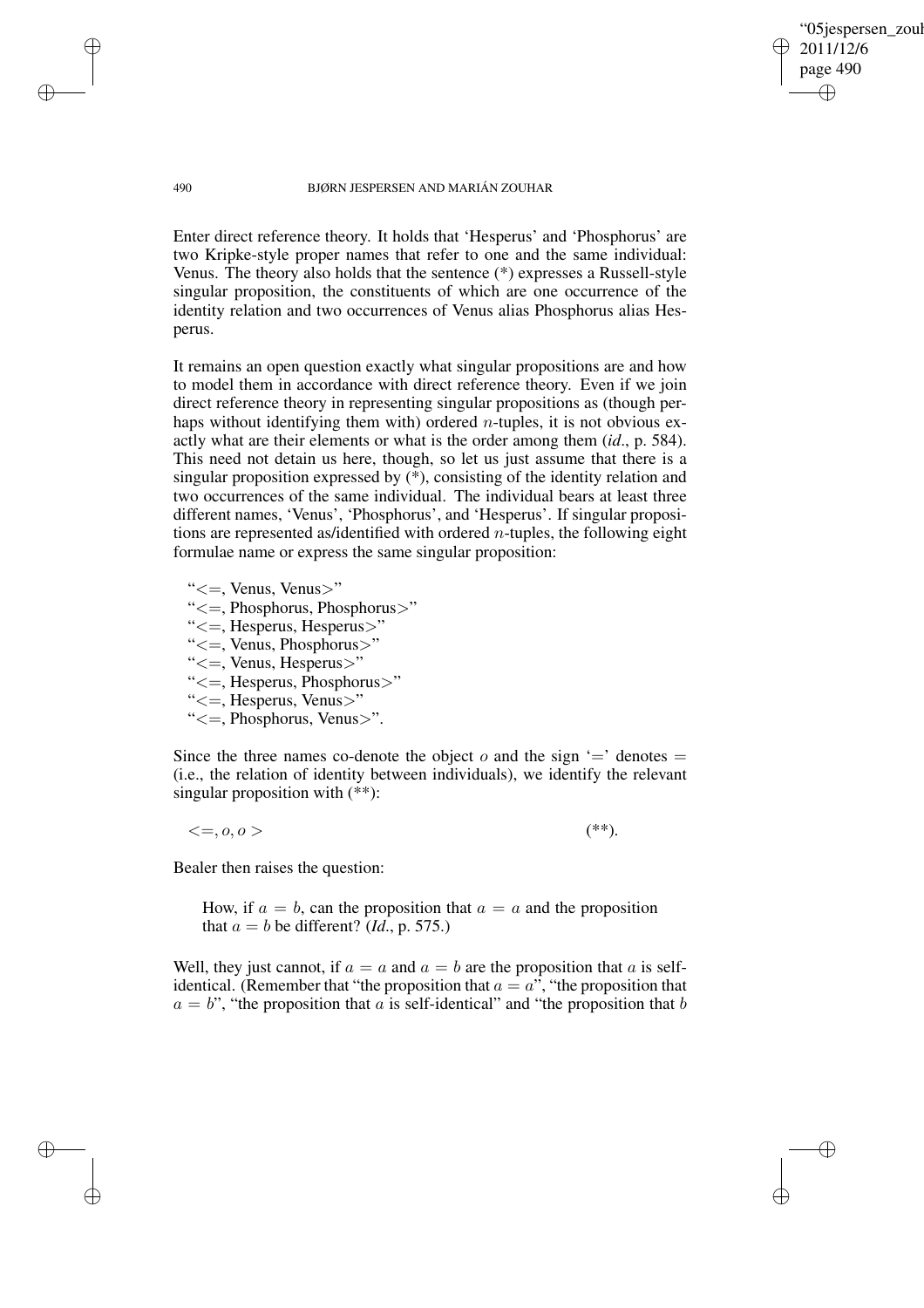Enter direct reference theory. It holds that 'Hesperus' and 'Phosphorus' are two Kripke-style proper names that refer to one and the same individual: Venus. The theory also holds that the sentence (*) expresses a Russell-style singular proposition, the constituents of which are one occurrence of the identity relation and two occurrences of Venus alias Phosphorus alias Hesperus.

It remains an open question exactly what singular propositions are and how to model them in accordance with direct reference theory. Even if we join direct reference theory in representing singular propositions as (though perhaps without identifying them with) ordered $n$-tuples, it is not obvious exactly what are their elements or what is the order among them (*id*., p. 584). This need not detain us here, though, so let us just assume that there is a singular proposition expressed by (*), consisting of the identity relation and two occurrences of the same individual. The individual bears at least three different names, 'Venus', 'Phosphorus', and 'Hesperus'. If singular propositions are represented as/identified with ordered $n$-tuples, the following eight formulae name or express the same singular proposition:

"<=, Venus, Venus>"
"<=, Phosphorus, Phosphorus>"
"<=, Hesperus, Hesperus>"
"<=, Venus, Phosphorus>"
"<=, Venus, Hesperus>"
"<=, Hesperus, Phosphorus>"
"<=, Hesperus, Venus>"
"<=, Phosphorus, Venus>".

Since the three names co-denote the object $o$ and the sign '=' denotes $=$ (i.e., the relation of identity between individuals), we identify the relevant singular proposition with (**):

$$<=, o, o> \qquad (**).$$

Bealer then raises the question:

> How, if $a = b$, can the proposition that $a = a$ and the proposition that $a = b$ be different? (*Id*., p. 575.)

Well, they just cannot, if $a = a$ and $a = b$ are the proposition that $a$ is self-identical. (Remember that "the proposition that $a = a$", "the proposition that $a = b$", "the proposition that $a$ is self-identical" and "the proposition that $b$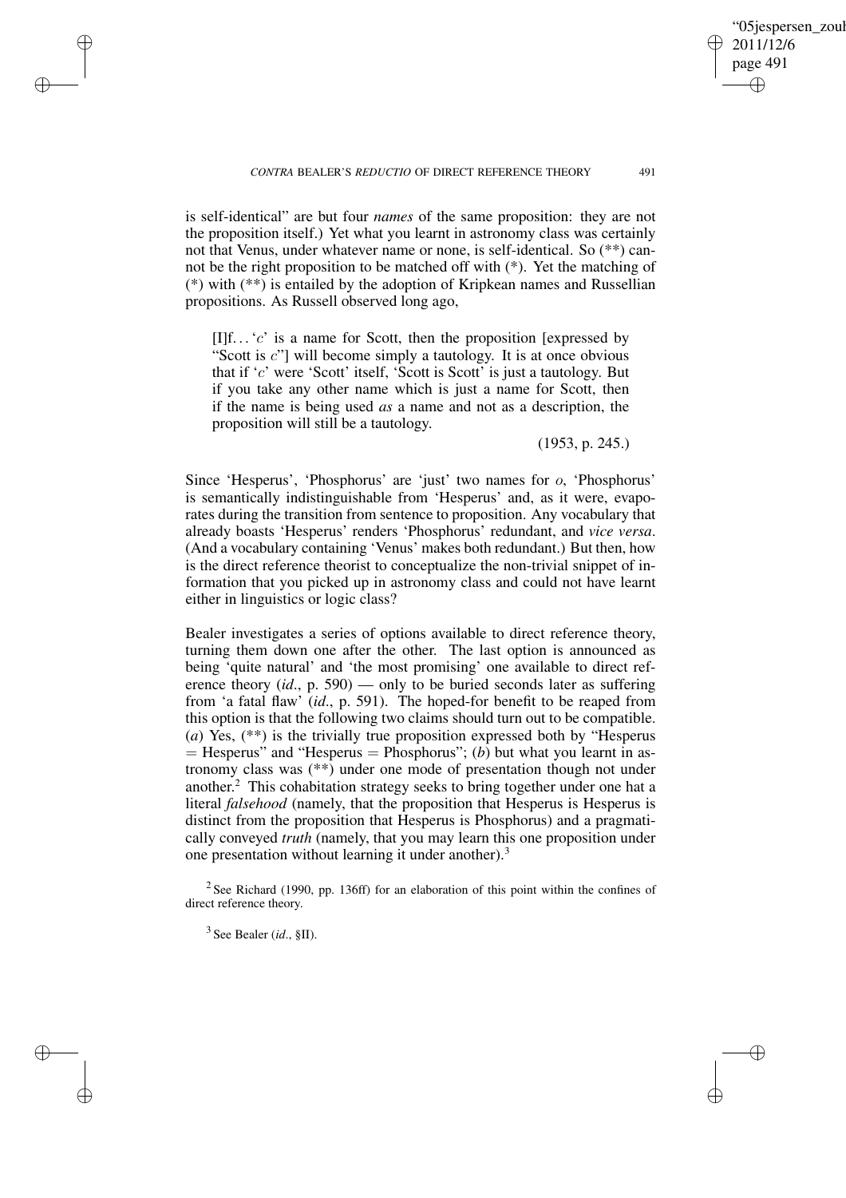is self-identical" are but four *names* of the same proposition: they are not the proposition itself.) Yet what you learnt in astronomy class was certainly not that Venus, under whatever name or none, is self-identical. So (**) cannot be the right proposition to be matched off with (*). Yet the matching of (*) with (**) is entailed by the adoption of Kripkean names and Russellian propositions. As Russell observed long ago,

> [I]f… '$c$' is a name for Scott, then the proposition [expressed by "Scott is $c$"] will become simply a tautology. It is at once obvious that if '$c$' were 'Scott' itself, 'Scott is Scott' is just a tautology. But if you take any other name which is just a name for Scott, then if the name is being used *as* a name and not as a description, the proposition will still be a tautology.
>
> (1953, p. 245.)

Since 'Hesperus', 'Phosphorus' are 'just' two names for $o$, 'Phosphorus' is semantically indistinguishable from 'Hesperus' and, as it were, evaporates during the transition from sentence to proposition. Any vocabulary that already boasts 'Hesperus' renders 'Phosphorus' redundant, and *vice versa*. (And a vocabulary containing 'Venus' makes both redundant.) But then, how is the direct reference theorist to conceptualize the non-trivial snippet of information that you picked up in astronomy class and could not have learnt either in linguistics or logic class?

Bealer investigates a series of options available to direct reference theory, turning them down one after the other. The last option is announced as being 'quite natural' and 'the most promising' one available to direct reference theory (*id*., p. 590) — only to be buried seconds later as suffering from 'a fatal flaw' (*id*., p. 591). The hoped-for benefit to be reaped from this option is that the following two claims should turn out to be compatible. (*a*) Yes, (**) is the trivially true proposition expressed both by "Hesperus = Hesperus" and "Hesperus = Phosphorus"; (*b*) but what you learnt in astronomy class was (**) under one mode of presentation though not under another.[2] This cohabitation strategy seeks to bring together under one hat a literal *falsehood* (namely, that the proposition that Hesperus is Hesperus is distinct from the proposition that Hesperus is Phosphorus) and a pragmatically conveyed *truth* (namely, that you may learn this one proposition under one presentation without learning it under another).[3]

[2] See Richard (1990, pp. 136ff) for an elaboration of this point within the confines of direct reference theory.

[3] See Bealer (*id*., §II).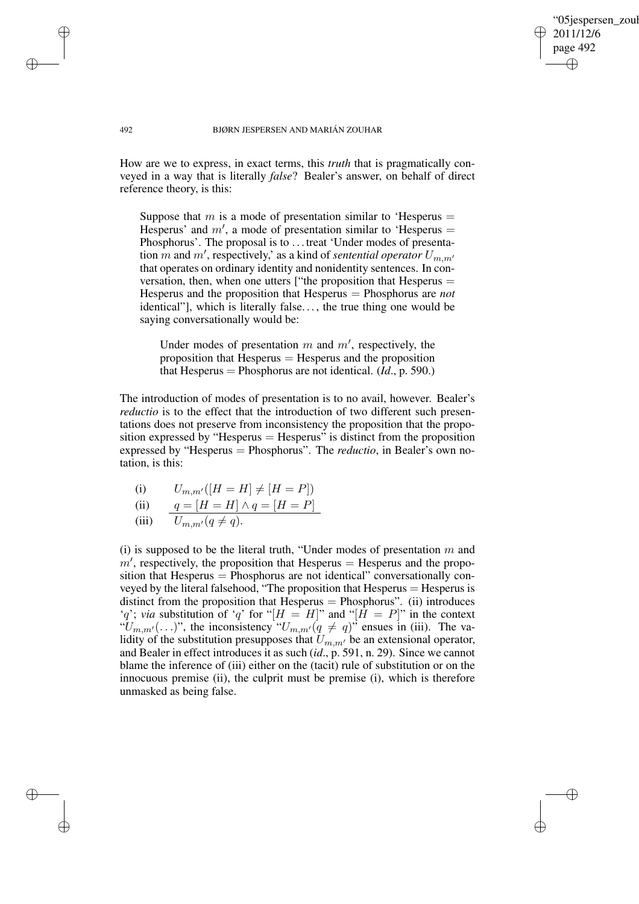How are we to express, in exact terms, this *truth* that is pragmatically conveyed in a way that is literally *false*? Bealer's answer, on behalf of direct reference theory, is this:

> Suppose that $m$ is a mode of presentation similar to 'Hesperus = Hesperus' and $m'$, a mode of presentation similar to 'Hesperus = Phosphorus'. The proposal is to ... treat 'Under modes of presentation $m$ and $m'$, respectively,' as a kind of *sentential operator* $U_{m,m'}$ that operates on ordinary identity and nonidentity sentences. In conversation, then, when one utters ["the proposition that Hesperus = Hesperus and the proposition that Hesperus = Phosphorus are *not* identical"], which is literally false..., the true thing one would be saying conversationally would be:
>
> > Under modes of presentation $m$ and $m'$, respectively, the proposition that Hesperus = Hesperus and the proposition that Hesperus = Phosphorus are not identical. (*Id*., p. 590.)

The introduction of modes of presentation is to no avail, however. Bealer's *reductio* is to the effect that the introduction of two different such presentations does not preserve from inconsistency the proposition that the proposition expressed by "Hesperus = Hesperus" is distinct from the proposition expressed by "Hesperus = Phosphorus". The *reductio*, in Bealer's own notation, is this:

$$
\begin{array}{ll}
\text{(i)} & U_{m,m'}([H = H] \neq [H = P]) \\
\text{(ii)} & \underline{q = [H = H] \wedge q = [H = P]} \\
\text{(iii)} & U_{m,m'}(q \neq q).
\end{array}
$$

(i) is supposed to be the literal truth, "Under modes of presentation $m$ and $m'$, respectively, the proposition that Hesperus = Hesperus and the proposition that Hesperus = Phosphorus are not identical" conversationally conveyed by the literal falsehood, "The proposition that Hesperus = Hesperus is distinct from the proposition that Hesperus = Phosphorus". (ii) introduces '$q$'; *via* substitution of '$q$' for "$[H = H]$" and "$[H = P]$" in the context "$U_{m,m'}(\ldots)$", the inconsistency "$U_{m,m'}(q \neq q)$" ensues in (iii). The validity of the substitution presupposes that $U_{m,m'}$ be an extensional operator, and Bealer in effect introduces it as such (*id*., p. 591, n. 29). Since we cannot blame the inference of (iii) either on the (tacit) rule of substitution or on the innocuous premise (ii), the culprit must be premise (i), which is therefore unmasked as being false.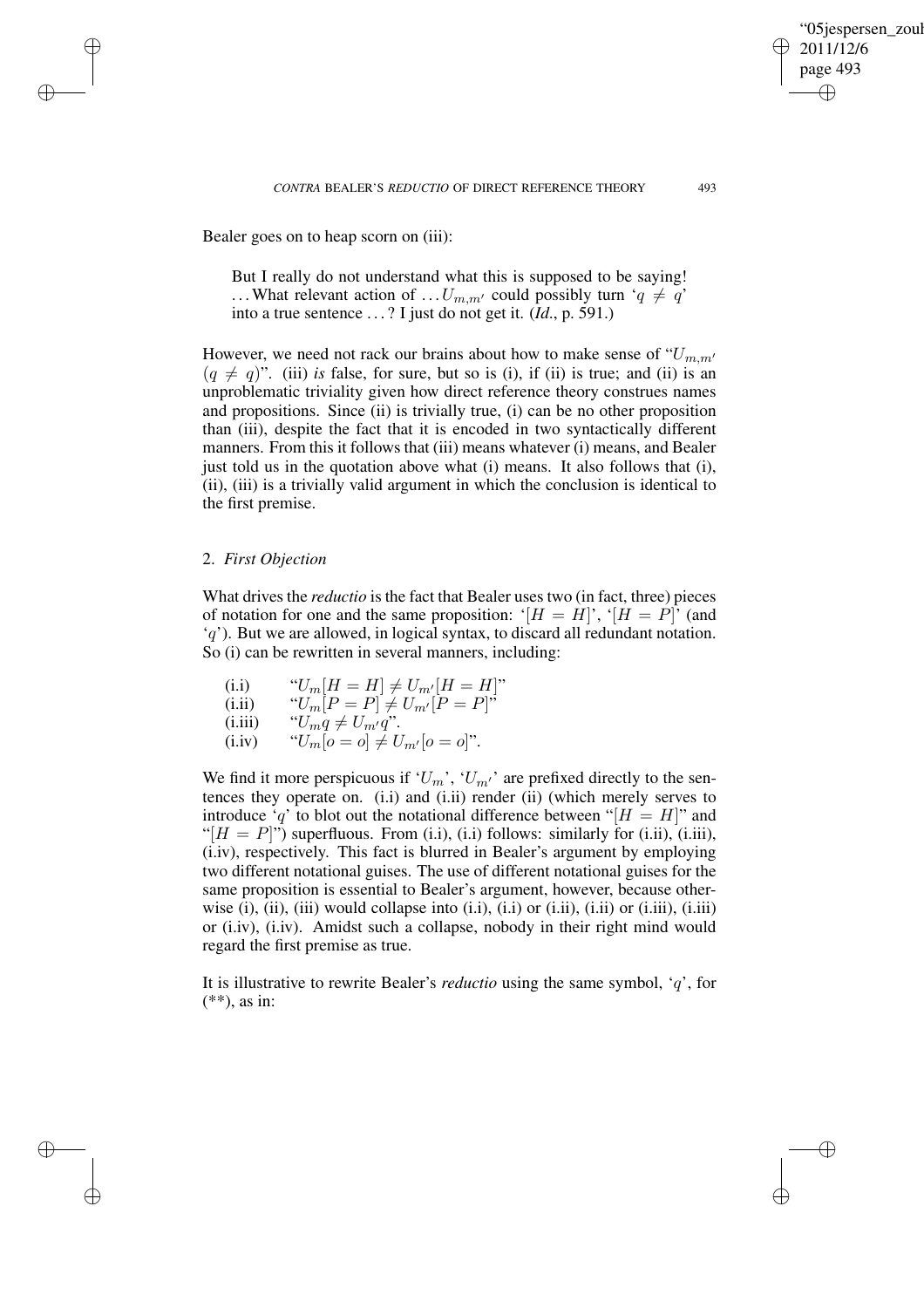Bealer goes on to heap scorn on (iii):

> But I really do not understand what this is supposed to be saying! ... What relevant action of ... $U_{m,m'}$ could possibly turn '$q \neq q$' into a true sentence ... ? I just do not get it. (*Id.*, p. 591.)

However, we need not rack our brains about how to make sense of "$U_{m,m'}$ $(q \neq q)$". (iii) *is* false, for sure, but so is (i), if (ii) is true; and (ii) is an unproblematic triviality given how direct reference theory construes names and propositions. Since (ii) is trivially true, (i) can be no other proposition than (iii), despite the fact that it is encoded in two syntactically different manners. From this it follows that (iii) means whatever (i) means, and Bealer just told us in the quotation above what (i) means. It also follows that (i), (ii), (iii) is a trivially valid argument in which the conclusion is identical to the first premise.

## 2. *First Objection*

What drives the *reductio* is the fact that Bealer uses two (in fact, three) pieces of notation for one and the same proposition: '$[H = H]$', '$[H = P]$' (and '$q$'). But we are allowed, in logical syntax, to discard all redundant notation. So (i) can be rewritten in several manners, including:

(i.i) "$U_m[H = H] \neq U_{m'}[H = H]$"
(i.ii) "$U_m[P = P] \neq U_{m'}[P = P]$"
(i.iii) "$U_m q \neq U_{m'} q$".
(i.iv) "$U_m[o = o] \neq U_{m'}[o = o]$".

We find it more perspicuous if '$U_m$', '$U_{m'}$' are prefixed directly to the sentences they operate on. (i.i) and (i.ii) render (ii) (which merely serves to introduce '$q$' to blot out the notational difference between "$[H = H]$" and "$[H = P]$") superfluous. From (i.i), (i.i) follows: similarly for (i.ii), (i.iii), (i.iv), respectively. This fact is blurred in Bealer's argument by employing two different notational guises. The use of different notational guises for the same proposition is essential to Bealer's argument, however, because otherwise (i), (ii), (iii) would collapse into (i.i), (i.i) or (i.ii), (i.ii) or (i.iii), (i.iii) or (i.iv), (i.iv). Amidst such a collapse, nobody in their right mind would regard the first premise as true.

It is illustrative to rewrite Bealer's *reductio* using the same symbol, '$q$', for (**), as in: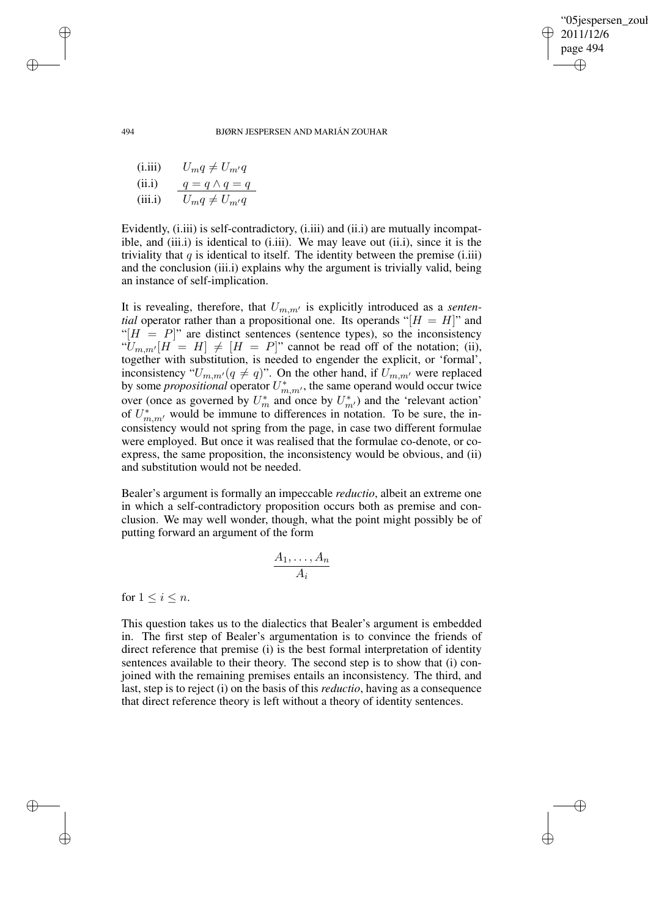(i.iii) $\quad U_m q \neq U_{m'} q$

(ii.i) $\quad \underline{q = q \wedge q = q}$

(iii.i) $\quad U_m q \neq U_{m'} q$

Evidently, (i.iii) is self-contradictory, (i.iii) and (ii.i) are mutually incompatible, and (iii.i) is identical to (i.iii). We may leave out (ii.i), since it is the triviality that $q$ is identical to itself. The identity between the premise (i.iii) and the conclusion (iii.i) explains why the argument is trivially valid, being an instance of self-implication.

It is revealing, therefore, that $U_{m,m'}$ is explicitly introduced as a *sentential* operator rather than a propositional one. Its operands "$[H = H]$" and "$[H = P]$" are distinct sentences (sentence types), so the inconsistency "$U_{m,m'}[H = H] \neq [H = P]$" cannot be read off of the notation; (ii), together with substitution, is needed to engender the explicit, or 'formal', inconsistency "$U_{m,m'}(q \neq q)$". On the other hand, if $U_{m,m'}$ were replaced by some *propositional* operator $U^*_{m,m'}$, the same operand would occur twice over (once as governed by $U^*_m$ and once by $U^*_{m'}$) and the 'relevant action' of $U^*_{m,m'}$ would be immune to differences in notation. To be sure, the inconsistency would not spring from the page, in case two different formulae were employed. But once it was realised that the formulae co-denote, or co-express, the same proposition, the inconsistency would be obvious, and (ii) and substitution would not be needed.

Bealer's argument is formally an impeccable *reductio*, albeit an extreme one in which a self-contradictory proposition occurs both as premise and conclusion. We may well wonder, though, what the point might possibly be of putting forward an argument of the form

$$\frac{A_1, \ldots, A_n}{A_i}$$

for $1 \leq i \leq n$.

This question takes us to the dialectics that Bealer's argument is embedded in. The first step of Bealer's argumentation is to convince the friends of direct reference that premise (i) is the best formal interpretation of identity sentences available to their theory. The second step is to show that (i) conjoined with the remaining premises entails an inconsistency. The third, and last, step is to reject (i) on the basis of this *reductio*, having as a consequence that direct reference theory is left without a theory of identity sentences.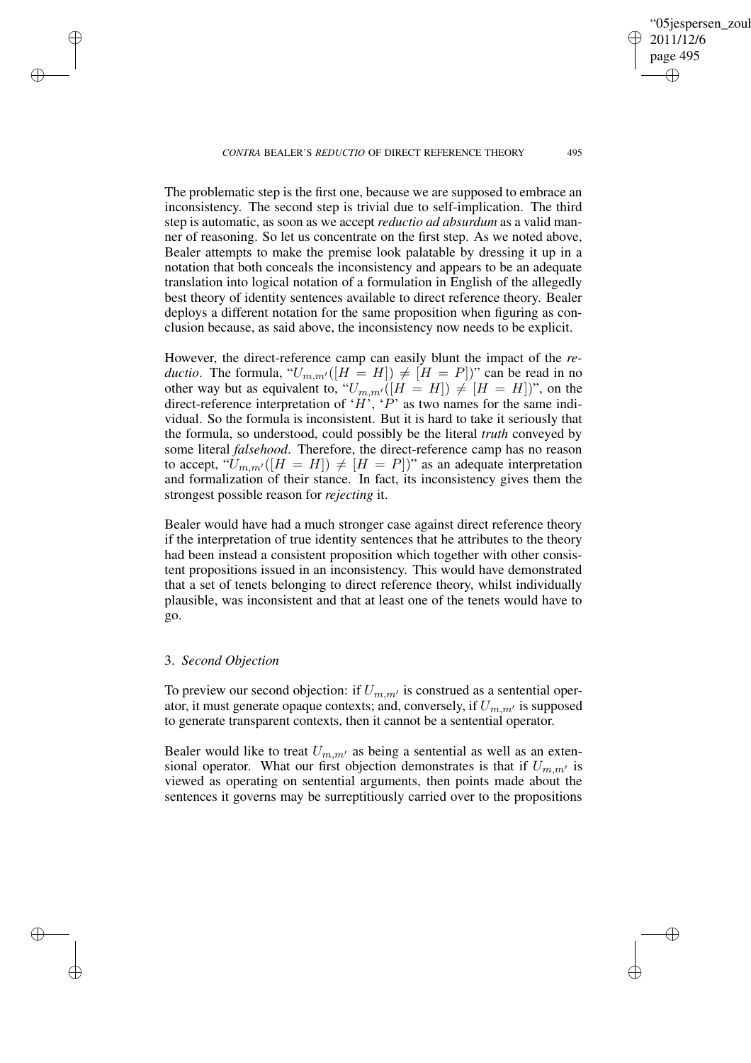The problematic step is the first one, because we are supposed to embrace an inconsistency. The second step is trivial due to self-implication. The third step is automatic, as soon as we accept *reductio ad absurdum* as a valid manner of reasoning. So let us concentrate on the first step. As we noted above, Bealer attempts to make the premise look palatable by dressing it up in a notation that both conceals the inconsistency and appears to be an adequate translation into logical notation of a formulation in English of the allegedly best theory of identity sentences available to direct reference theory. Bealer deploys a different notation for the same proposition when figuring as conclusion because, as said above, the inconsistency now needs to be explicit.

However, the direct-reference camp can easily blunt the impact of the *reductio*. The formula, "$U_{m,m'}([H = H]) \neq [H = P]$)" can be read in no other way but as equivalent to, "$U_{m,m'}([H = H]) \neq [H = H]$)", on the direct-reference interpretation of '$H$', '$P$' as two names for the same individual. So the formula is inconsistent. But it is hard to take it seriously that the formula, so understood, could possibly be the literal *truth* conveyed by some literal *falsehood*. Therefore, the direct-reference camp has no reason to accept, "$U_{m,m'}([H = H]) \neq [H = P]$)" as an adequate interpretation and formalization of their stance. In fact, its inconsistency gives them the strongest possible reason for *rejecting* it.

Bealer would have had a much stronger case against direct reference theory if the interpretation of true identity sentences that he attributes to the theory had been instead a consistent proposition which together with other consistent propositions issued in an inconsistency. This would have demonstrated that a set of tenets belonging to direct reference theory, whilst individually plausible, was inconsistent and that at least one of the tenets would have to go.

### 3. *Second Objection*

To preview our second objection: if $U_{m,m'}$ is construed as a sentential operator, it must generate opaque contexts; and, conversely, if $U_{m,m'}$ is supposed to generate transparent contexts, then it cannot be a sentential operator.

Bealer would like to treat $U_{m,m'}$ as being a sentential as well as an extensional operator. What our first objection demonstrates is that if $U_{m,m'}$ is viewed as operating on sentential arguments, then points made about the sentences it governs may be surreptitiously carried over to the propositions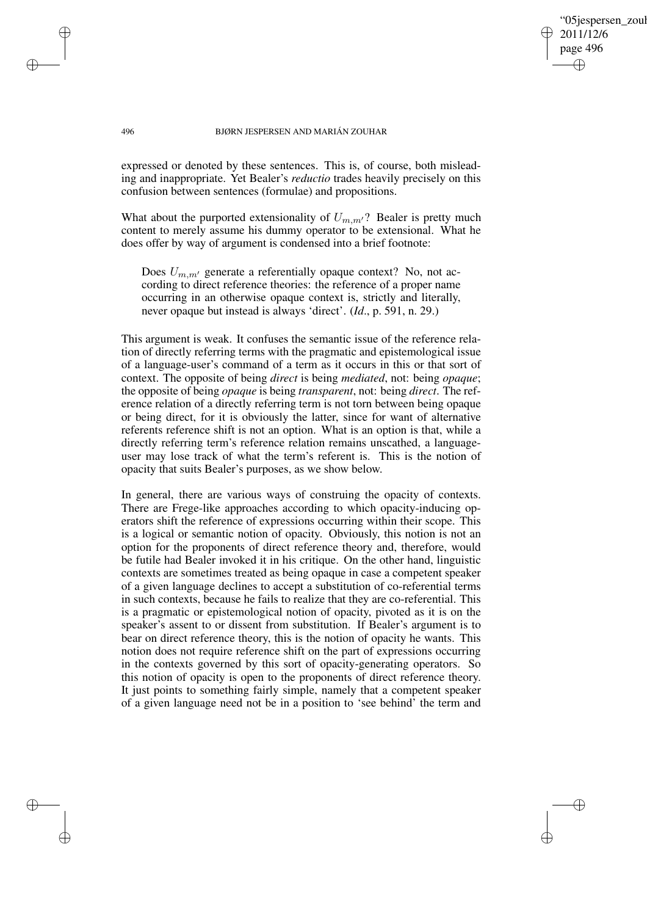expressed or denoted by these sentences. This is, of course, both misleading and inappropriate. Yet Bealer's *reductio* trades heavily precisely on this confusion between sentences (formulae) and propositions.

What about the purported extensionality of $U_{m,m'}$? Bealer is pretty much content to merely assume his dummy operator to be extensional. What he does offer by way of argument is condensed into a brief footnote:

> Does $U_{m,m'}$ generate a referentially opaque context? No, not according to direct reference theories: the reference of a proper name occurring in an otherwise opaque context is, strictly and literally, never opaque but instead is always 'direct'. (*Id*., p. 591, n. 29.)

This argument is weak. It confuses the semantic issue of the reference relation of directly referring terms with the pragmatic and epistemological issue of a language-user's command of a term as it occurs in this or that sort of context. The opposite of being *direct* is being *mediated*, not: being *opaque*; the opposite of being *opaque* is being *transparent*, not: being *direct*. The reference relation of a directly referring term is not torn between being opaque or being direct, for it is obviously the latter, since for want of alternative referents reference shift is not an option. What is an option is that, while a directly referring term's reference relation remains unscathed, a language-user may lose track of what the term's referent is. This is the notion of opacity that suits Bealer's purposes, as we show below.

In general, there are various ways of construing the opacity of contexts. There are Frege-like approaches according to which opacity-inducing operators shift the reference of expressions occurring within their scope. This is a logical or semantic notion of opacity. Obviously, this notion is not an option for the proponents of direct reference theory and, therefore, would be futile had Bealer invoked it in his critique. On the other hand, linguistic contexts are sometimes treated as being opaque in case a competent speaker of a given language declines to accept a substitution of co-referential terms in such contexts, because he fails to realize that they are co-referential. This is a pragmatic or epistemological notion of opacity, pivoted as it is on the speaker's assent to or dissent from substitution. If Bealer's argument is to bear on direct reference theory, this is the notion of opacity he wants. This notion does not require reference shift on the part of expressions occurring in the contexts governed by this sort of opacity-generating operators. So this notion of opacity is open to the proponents of direct reference theory. It just points to something fairly simple, namely that a competent speaker of a given language need not be in a position to 'see behind' the term and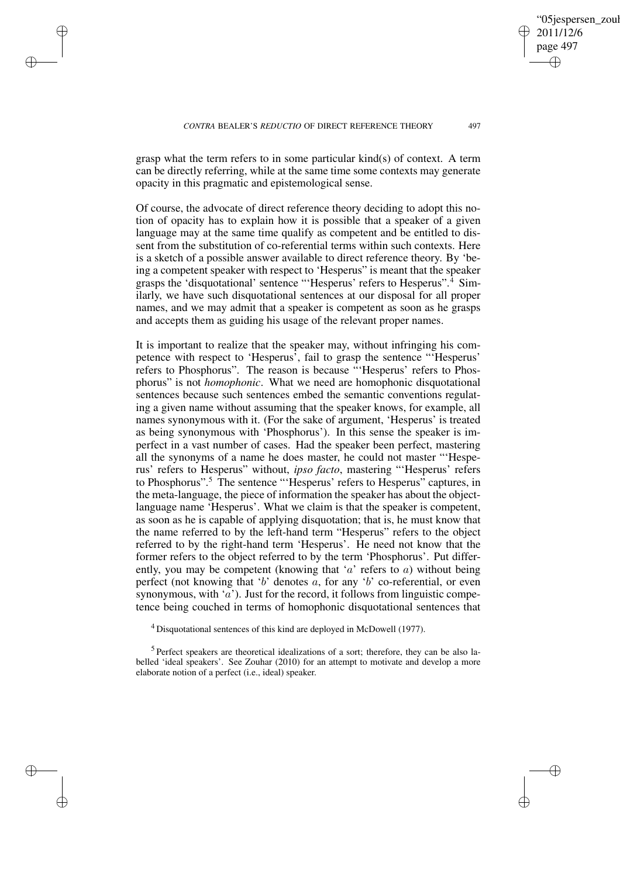grasp what the term refers to in some particular kind(s) of context. A term can be directly referring, while at the same time some contexts may generate opacity in this pragmatic and epistemological sense.

Of course, the advocate of direct reference theory deciding to adopt this notion of opacity has to explain how it is possible that a speaker of a given language may at the same time qualify as competent and be entitled to dissent from the substitution of co-referential terms within such contexts. Here is a sketch of a possible answer available to direct reference theory. By 'being a competent speaker with respect to 'Hesperus" is meant that the speaker grasps the 'disquotational' sentence "'Hesperus' refers to Hesperus".[4] Similarly, we have such disquotational sentences at our disposal for all proper names, and we may admit that a speaker is competent as soon as he grasps and accepts them as guiding his usage of the relevant proper names.

It is important to realize that the speaker may, without infringing his competence with respect to 'Hesperus', fail to grasp the sentence "'Hesperus' refers to Phosphorus". The reason is because "'Hesperus' refers to Phosphorus" is not *homophonic*. What we need are homophonic disquotational sentences because such sentences embed the semantic conventions regulating a given name without assuming that the speaker knows, for example, all names synonymous with it. (For the sake of argument, 'Hesperus' is treated as being synonymous with 'Phosphorus'). In this sense the speaker is imperfect in a vast number of cases. Had the speaker been perfect, mastering all the synonyms of a name he does master, he could not master "'Hesperus' refers to Hesperus" without, *ipso facto*, mastering "'Hesperus' refers to Phosphorus".[5] The sentence "'Hesperus' refers to Hesperus" captures, in the meta-language, the piece of information the speaker has about the object-language name 'Hesperus'. What we claim is that the speaker is competent, as soon as he is capable of applying disquotation; that is, he must know that the name referred to by the left-hand term "Hesperus" refers to the object referred to by the right-hand term 'Hesperus'. He need not know that the former refers to the object referred to by the term 'Phosphorus'. Put differently, you may be competent (knowing that '$a$' refers to $a$) without being perfect (not knowing that '$b$' denotes $a$, for any '$b$' co-referential, or even synonymous, with '$a$'). Just for the record, it follows from linguistic competence being couched in terms of homophonic disquotational sentences that

[4] Disquotational sentences of this kind are deployed in McDowell (1977).

[5] Perfect speakers are theoretical idealizations of a sort; therefore, they can be also labelled 'ideal speakers'. See Zouhar (2010) for an attempt to motivate and develop a more elaborate notion of a perfect (i.e., ideal) speaker.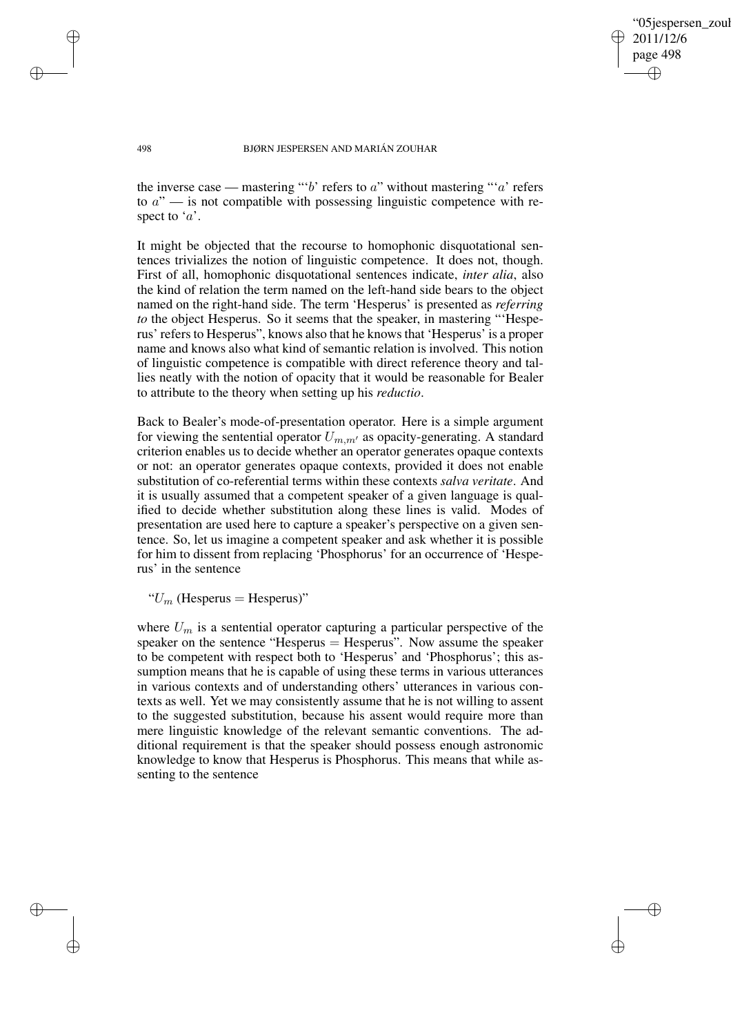the inverse case — mastering "'$b$' refers to $a$" without mastering "'$a$' refers to $a$" — is not compatible with possessing linguistic competence with respect to '$a$'.

It might be objected that the recourse to homophonic disquotational sentences trivializes the notion of linguistic competence. It does not, though. First of all, homophonic disquotational sentences indicate, *inter alia*, also the kind of relation the term named on the left-hand side bears to the object named on the right-hand side. The term 'Hesperus' is presented as *referring to* the object Hesperus. So it seems that the speaker, in mastering "'Hesperus' refers to Hesperus", knows also that he knows that 'Hesperus' is a proper name and knows also what kind of semantic relation is involved. This notion of linguistic competence is compatible with direct reference theory and tallies neatly with the notion of opacity that it would be reasonable for Bealer to attribute to the theory when setting up his *reductio*.

Back to Bealer's mode-of-presentation operator. Here is a simple argument for viewing the sentential operator $U_{m,m'}$ as opacity-generating. A standard criterion enables us to decide whether an operator generates opaque contexts or not: an operator generates opaque contexts, provided it does not enable substitution of co-referential terms within these contexts *salva veritate*. And it is usually assumed that a competent speaker of a given language is qualified to decide whether substitution along these lines is valid. Modes of presentation are used here to capture a speaker's perspective on a given sentence. So, let us imagine a competent speaker and ask whether it is possible for him to dissent from replacing 'Phosphorus' for an occurrence of 'Hesperus' in the sentence

"$U_m$ (Hesperus = Hesperus)"

where $U_m$ is a sentential operator capturing a particular perspective of the speaker on the sentence "Hesperus = Hesperus". Now assume the speaker to be competent with respect both to 'Hesperus' and 'Phosphorus'; this assumption means that he is capable of using these terms in various utterances in various contexts and of understanding others' utterances in various contexts as well. Yet we may consistently assume that he is not willing to assent to the suggested substitution, because his assent would require more than mere linguistic knowledge of the relevant semantic conventions. The additional requirement is that the speaker should possess enough astronomic knowledge to know that Hesperus is Phosphorus. This means that while assenting to the sentence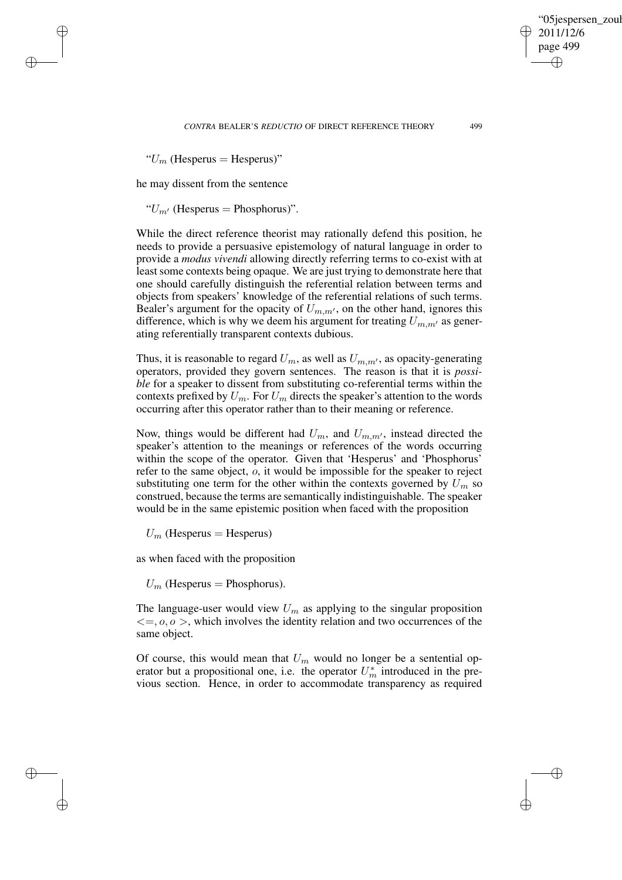"$U_m$ (Hesperus = Hesperus)"

he may dissent from the sentence

"$U_{m'}$ (Hesperus = Phosphorus)".

While the direct reference theorist may rationally defend this position, he needs to provide a persuasive epistemology of natural language in order to provide a *modus vivendi* allowing directly referring terms to co-exist with at least some contexts being opaque. We are just trying to demonstrate here that one should carefully distinguish the referential relation between terms and objects from speakers' knowledge of the referential relations of such terms. Bealer's argument for the opacity of $U_{m,m'}$, on the other hand, ignores this difference, which is why we deem his argument for treating $U_{m,m'}$ as generating referentially transparent contexts dubious.

Thus, it is reasonable to regard $U_m$, as well as $U_{m,m'}$, as opacity-generating operators, provided they govern sentences. The reason is that it is *possible* for a speaker to dissent from substituting co-referential terms within the contexts prefixed by $U_m$. For $U_m$ directs the speaker's attention to the words occurring after this operator rather than to their meaning or reference.

Now, things would be different had $U_m$, and $U_{m,m'}$, instead directed the speaker's attention to the meanings or references of the words occurring within the scope of the operator. Given that 'Hesperus' and 'Phosphorus' refer to the same object, $o$, it would be impossible for the speaker to reject substituting one term for the other within the contexts governed by $U_m$ so construed, because the terms are semantically indistinguishable. The speaker would be in the same epistemic position when faced with the proposition

$U_m$ (Hesperus = Hesperus)

as when faced with the proposition

$U_m$ (Hesperus = Phosphorus).

The language-user would view $U_m$ as applying to the singular proposition $<=, o, o>$, which involves the identity relation and two occurrences of the same object.

Of course, this would mean that $U_m$ would no longer be a sentential operator but a propositional one, i.e. the operator $U_m^*$ introduced in the previous section. Hence, in order to accommodate transparency as required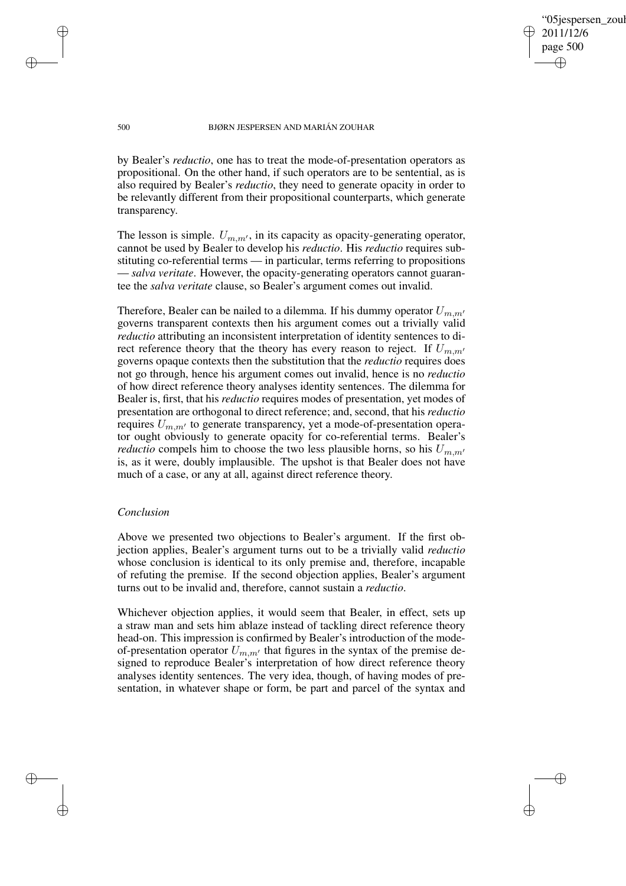by Bealer's *reductio*, one has to treat the mode-of-presentation operators as propositional. On the other hand, if such operators are to be sentential, as is also required by Bealer's *reductio*, they need to generate opacity in order to be relevantly different from their propositional counterparts, which generate transparency.

The lesson is simple. $U_{m,m'}$, in its capacity as opacity-generating operator, cannot be used by Bealer to develop his *reductio*. His *reductio* requires substituting co-referential terms — in particular, terms referring to propositions — *salva veritate*. However, the opacity-generating operators cannot guarantee the *salva veritate* clause, so Bealer's argument comes out invalid.

Therefore, Bealer can be nailed to a dilemma. If his dummy operator $U_{m,m'}$ governs transparent contexts then his argument comes out a trivially valid *reductio* attributing an inconsistent interpretation of identity sentences to direct reference theory that the theory has every reason to reject. If $U_{m,m'}$ governs opaque contexts then the substitution that the *reductio* requires does not go through, hence his argument comes out invalid, hence is no *reductio* of how direct reference theory analyses identity sentences. The dilemma for Bealer is, first, that his *reductio* requires modes of presentation, yet modes of presentation are orthogonal to direct reference; and, second, that his *reductio* requires $U_{m,m'}$ to generate transparency, yet a mode-of-presentation operator ought obviously to generate opacity for co-referential terms. Bealer's *reductio* compels him to choose the two less plausible horns, so his $U_{m,m'}$ is, as it were, doubly implausible. The upshot is that Bealer does not have much of a case, or any at all, against direct reference theory.

### *Conclusion*

Above we presented two objections to Bealer's argument. If the first objection applies, Bealer's argument turns out to be a trivially valid *reductio* whose conclusion is identical to its only premise and, therefore, incapable of refuting the premise. If the second objection applies, Bealer's argument turns out to be invalid and, therefore, cannot sustain a *reductio*.

Whichever objection applies, it would seem that Bealer, in effect, sets up a straw man and sets him ablaze instead of tackling direct reference theory head-on. This impression is confirmed by Bealer's introduction of the mode-of-presentation operator $U_{m,m'}$ that figures in the syntax of the premise designed to reproduce Bealer's interpretation of how direct reference theory analyses identity sentences. The very idea, though, of having modes of presentation, in whatever shape or form, be part and parcel of the syntax and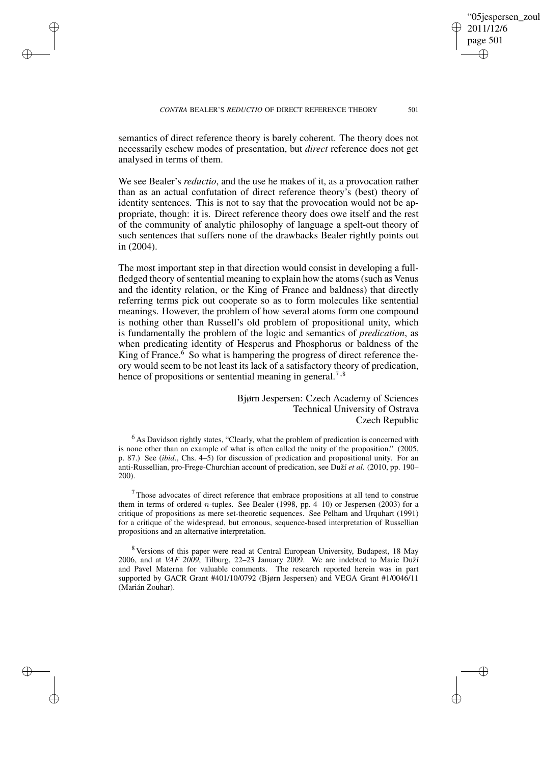semantics of direct reference theory is barely coherent. The theory does not necessarily eschew modes of presentation, but *direct* reference does not get analysed in terms of them.

We see Bealer's *reductio*, and the use he makes of it, as a provocation rather than as an actual confutation of direct reference theory's (best) theory of identity sentences. This is not to say that the provocation would not be appropriate, though: it is. Direct reference theory does owe itself and the rest of the community of analytic philosophy of language a spelt-out theory of such sentences that suffers none of the drawbacks Bealer rightly points out in (2004).

The most important step in that direction would consist in developing a full-fledged theory of sentential meaning to explain how the atoms (such as Venus and the identity relation, or the King of France and baldness) that directly referring terms pick out cooperate so as to form molecules like sentential meanings. However, the problem of how several atoms form one compound is nothing other than Russell's old problem of propositional unity, which is fundamentally the problem of the logic and semantics of *predication*, as when predicating identity of Hesperus and Phosphorus or baldness of the King of France.[6] So what is hampering the progress of direct reference theory would seem to be not least its lack of a satisfactory theory of predication, hence of propositions or sentential meaning in general.[7,8]

Bjørn Jespersen: Czech Academy of Sciences
Technical University of Ostrava
Czech Republic

[6] As Davidson rightly states, "Clearly, what the problem of predication is concerned with is none other than an example of what is often called the unity of the proposition." (2005, p. 87.) See (*ibid*., Chs. 4–5) for discussion of predication and propositional unity. For an anti-Russellian, pro-Frege-Churchian account of predication, see Duží *et al*. (2010, pp. 190–200).

[7] Those advocates of direct reference that embrace propositions at all tend to construe them in terms of ordered $n$-tuples. See Bealer (1998, pp. 4–10) or Jespersen (2003) for a critique of propositions as mere set-theoretic sequences. See Pelham and Urquhart (1991) for a critique of the widespread, but erroneous, sequence-based interpretation of Russellian propositions and an alternative interpretation.

[8] Versions of this paper were read at Central European University, Budapest, 18 May 2006, and at *VAF 2009*, Tilburg, 22–23 January 2009. We are indebted to Marie Duží and Pavel Materna for valuable comments. The research reported herein was in part supported by GACR Grant #401/10/0792 (Bjørn Jespersen) and VEGA Grant #1/0046/11 (Marián Zouhar).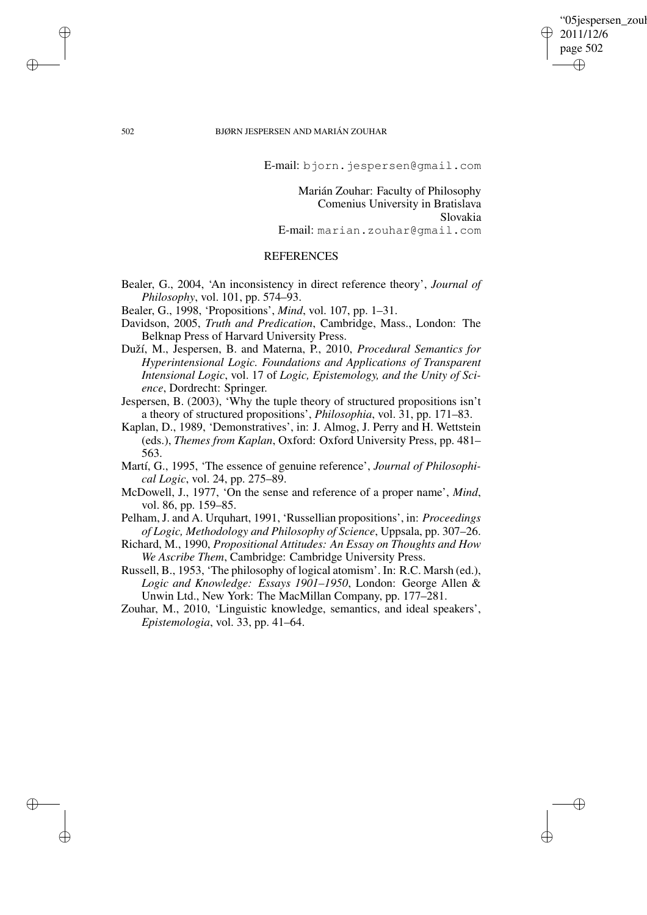E-mail: bjorn.jespersen@gmail.com

Marián Zouhar: Faculty of Philosophy
Comenius University in Bratislava
Slovakia
E-mail: marian.zouhar@gmail.com

## REFERENCES

Bealer, G., 2004, 'An inconsistency in direct reference theory', *Journal of Philosophy*, vol. 101, pp. 574–93.

Bealer, G., 1998, 'Propositions', *Mind*, vol. 107, pp. 1–31.

Davidson, 2005, *Truth and Predication*, Cambridge, Mass., London: The Belknap Press of Harvard University Press.

Duží, M., Jespersen, B. and Materna, P., 2010, *Procedural Semantics for Hyperintensional Logic. Foundations and Applications of Transparent Intensional Logic*, vol. 17 of *Logic, Epistemology, and the Unity of Science*, Dordrecht: Springer.

Jespersen, B. (2003), 'Why the tuple theory of structured propositions isn't a theory of structured propositions', *Philosophia*, vol. 31, pp. 171–83.

Kaplan, D., 1989, 'Demonstratives', in: J. Almog, J. Perry and H. Wettstein (eds.), *Themes from Kaplan*, Oxford: Oxford University Press, pp. 481–563.

Martí, G., 1995, 'The essence of genuine reference', *Journal of Philosophical Logic*, vol. 24, pp. 275–89.

McDowell, J., 1977, 'On the sense and reference of a proper name', *Mind*, vol. 86, pp. 159–85.

Pelham, J. and A. Urquhart, 1991, 'Russellian propositions', in: *Proceedings of Logic, Methodology and Philosophy of Science*, Uppsala, pp. 307–26.

Richard, M., 1990, *Propositional Attitudes: An Essay on Thoughts and How We Ascribe Them*, Cambridge: Cambridge University Press.

Russell, B., 1953, 'The philosophy of logical atomism'. In: R.C. Marsh (ed.), *Logic and Knowledge: Essays 1901–1950*, London: George Allen & Unwin Ltd., New York: The MacMillan Company, pp. 177–281.

Zouhar, M., 2010, 'Linguistic knowledge, semantics, and ideal speakers', *Epistemologia*, vol. 33, pp. 41–64.